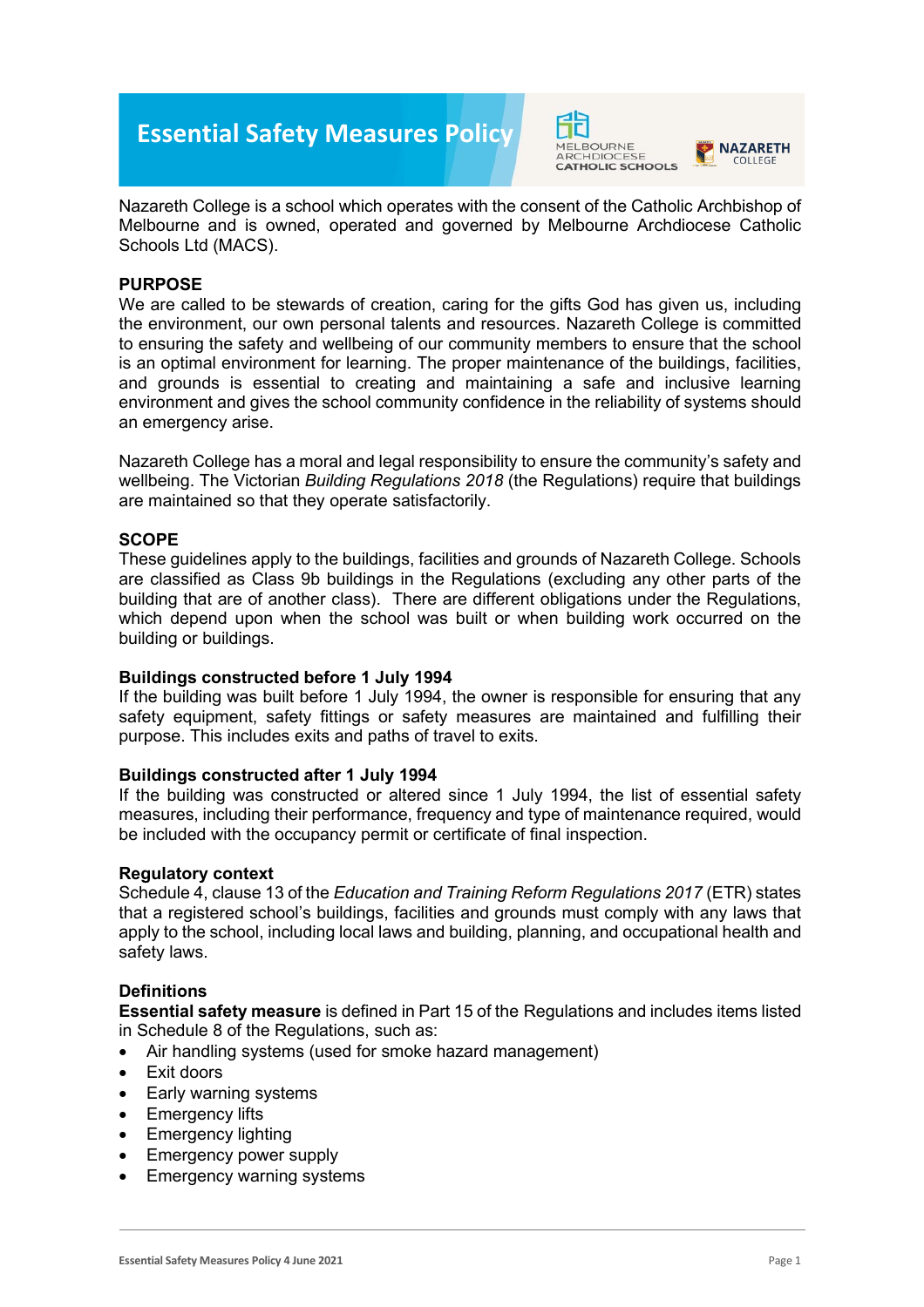# Essential Safety Measures Policy

Nazareth College is a school which operates with the consent of the Catholic Archbishop of Melbourne and is owned, operated and governed by Melbourne Archdiocese Catholic Schools Ltd (MACS).

## PURPOSE

We are called to be stewards of creation, caring for the gifts God has given us, including the environment, our own personal talents and resources. Nazareth College is committed to ensuring the safety and wellbeing of our community members to ensure that the school is an optimal environment for learning. The proper maintenance of the buildings, facilities, and grounds is essential to creating and maintaining a safe and inclusive learning environment and gives the school community confidence in the reliability of systems should an emergency arise.

Nazareth College has a moral and legal responsibility to ensure the community's safety and wellbeing. The Victorian *Building Regulations 2018* (the Regulations) require that buildings are maintained so that they operate satisfactorily.

## SCOPE

These guidelines apply to the buildings, facilities and grounds of Nazareth College. Schools are classified as Class 9b buildings in the Regulations (excluding any other parts of the building that are of another class). There are different obligations under the Regulations, which depend upon when the school was built or when building work occurred on the building or buildings.

### Buildings constructed before 1 July 1994

If the building was built before 1 July 1994, the owner is responsible for ensuring that any safety equipment, safety fittings or safety measures are maintained and fulfilling their purpose. This includes exits and paths of travel to exits.

### Buildings constructed after 1 July 1994

If the building was constructed or altered since 1 July 1994, the list of essential safety measures, including their performance, frequency and type of maintenance required, would be included with the occupancy permit or certificate of final inspection.

### Regulatory context

Schedule 4, clause 13 of the *Education and Training Reform Regulations 2017* (ETR) states that a registered school's buildings, facilities and grounds must comply with any laws that apply to the school, including local laws and building, planning, and occupational health and safety laws.

### Definitions

**Essential safety measure** is defined in Part 15 of the Regulations and includes items listed in Schedule 8 of the Regulations, such as:

- Air handling systems (used for smoke hazard management)
- Exit doors
- Early warning systems
- Emergency lifts
- Emergency lighting
- Emergency power supply
- Emergency warning systems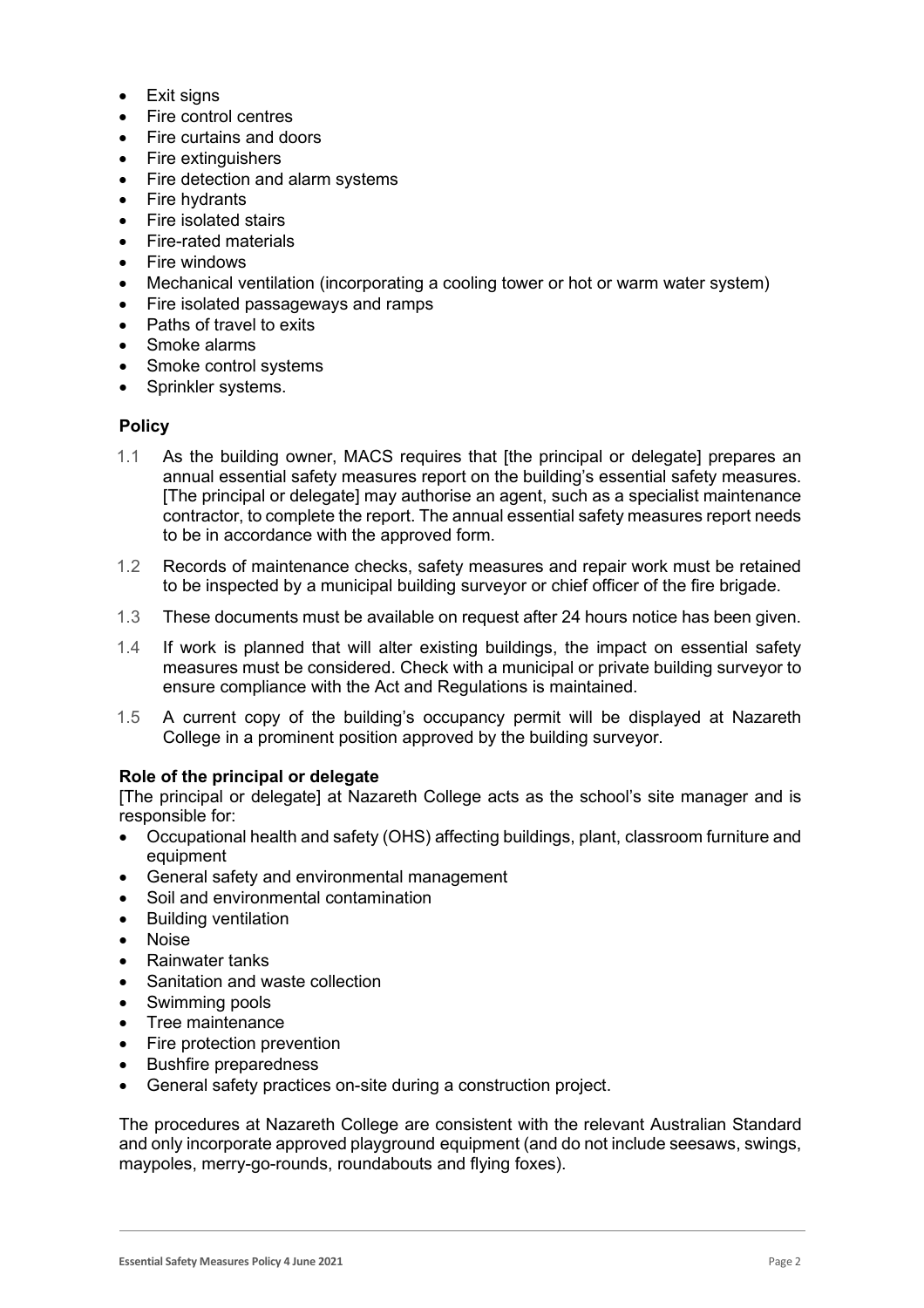- Exit signs
- Fire control centres
- Fire curtains and doors
- Fire extinguishers
- Fire detection and alarm systems
- Fire hydrants
- Fire isolated stairs
- Fire-rated materials
- Fire windows
- Mechanical ventilation (incorporating a cooling tower or hot or warm water system)
- Fire isolated passageways and ramps
- Paths of travel to exits
- Smoke alarms
- Smoke control systems
- Sprinkler systems.

## Policy

1.1 As the building owner, MACS requires that [the principal or delegate] prepares an annual essential safety measures report on the building's essential safety measures. [The principal or delegate] may authorise an agent, such as a specialist maintenance contractor, to complete the report. The annual essential safety measures report needs to be in accordance with the approved form.

1.2 Records of maintenance checks, safety measures and repair work must be retained to be inspected by a municipal building surveyor or chief officer of the fire brigade.

1.3 These documents must be available on request after 24 hours notice has been given.

1.4 If work is planned that will alter existing buildings, the impact on essential safety measures must be considered. Check with a municipal or private building surveyor to ensure compliance with the Act and Regulations is maintained.

1.5 A current copy of the building's occupancy permit will be displayed at Nazareth College in a prominent position approved by the building surveyor.

### Role of the principal or delegate

[The principal or delegate] at Nazareth College acts as the school's site manager and is responsible for:

- Occupational health and safety (OHS) affecting buildings, plant, classroom furniture and equipment
- General safety and environmental management
- Soil and environmental contamination
- Building ventilation
- Noise
- Rainwater tanks
- Sanitation and waste collection
- Swimming pools
- Tree maintenance
- Fire protection prevention
- Bushfire preparedness
- General safety practices on-site during a construction project.

The procedures at Nazareth College are consistent with the relevant Australian Standard and only incorporate approved playground equipment (and do not include seesaws, swings, maypoles, merry-go-rounds, roundabouts and flying foxes).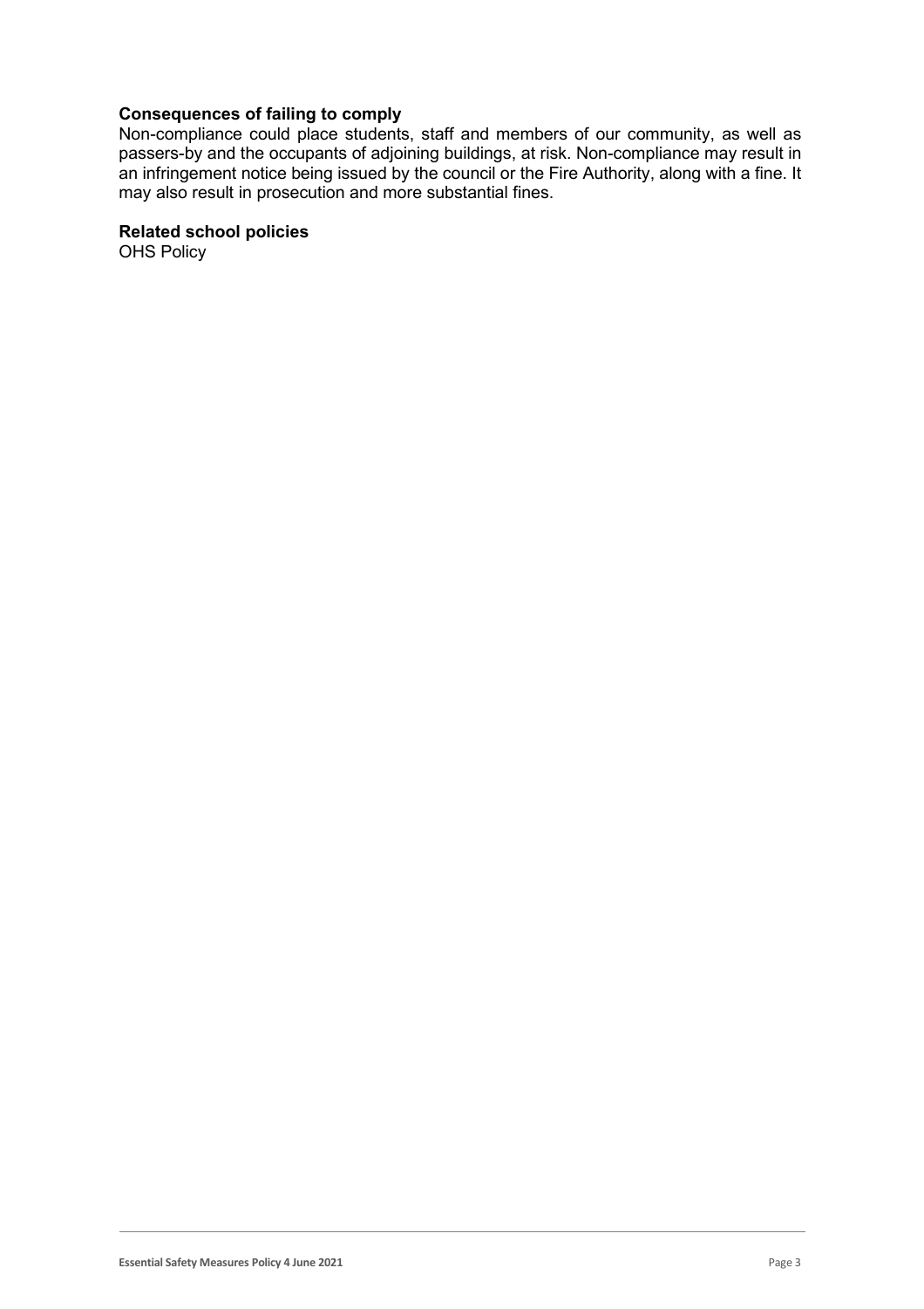**Consequences of failing to comply**

Non-compliance could place students, staff and members of our community, as well as passers-by and the occupants of adjoining buildings, at risk. Non-compliance may result in an infringement notice being issued by the council or the Fire Authority, along with a fine. It may also result in prosecution and more substantial fines.

**Related school policies**

OHS Policy